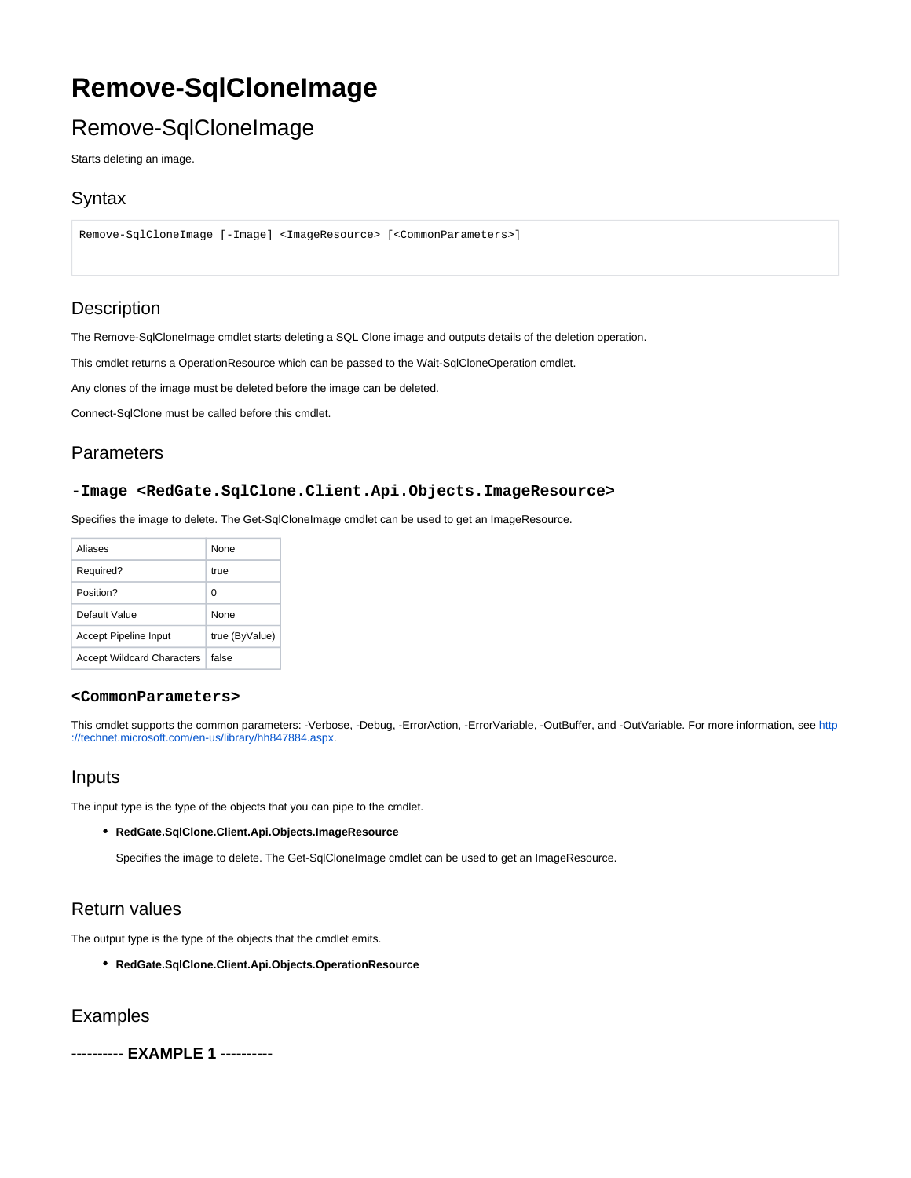# Remove-SqlCloneImage

## Remove-SqlCloneImage

Starts deleting an image.

## Syntax

```
Remove-SqlCloneImage [-Image] <ImageResource> [<CommonParameters>]
```

## Description

The Remove-SqlCloneImage cmdlet starts deleting a SQL Clone image and outputs details of the deletion operation.

This cmdlet returns a OperationResource which can be passed to the Wait-SqlCloneOperation cmdlet.

Any clones of the image must be deleted before the image can be deleted.

Connect-SqlClone must be called before this cmdlet.

## Parameters

### `-Image <RedGate.SqlClone.Client.Api.Objects.ImageResource>`

Specifies the image to delete. The Get-SqlCloneImage cmdlet can be used to get an ImageResource.

| | |
|---|---|
| Aliases | None |
| Required? | true |
| Position? | 0 |
| Default Value | None |
| Accept Pipeline Input | true (ByValue) |
| Accept Wildcard Characters | false |

### `<CommonParameters>`

This cmdlet supports the common parameters: -Verbose, -Debug, -ErrorAction, -ErrorVariable, -OutBuffer, and -OutVariable. For more information, see http://technet.microsoft.com/en-us/library/hh847884.aspx.

## Inputs

The input type is the type of the objects that you can pipe to the cmdlet.

- **RedGate.SqlClone.Client.Api.Objects.ImageResource**

  Specifies the image to delete. The Get-SqlCloneImage cmdlet can be used to get an ImageResource.

## Return values

The output type is the type of the objects that the cmdlet emits.

- **RedGate.SqlClone.Client.Api.Objects.OperationResource**

## Examples

### ---------- EXAMPLE 1 ----------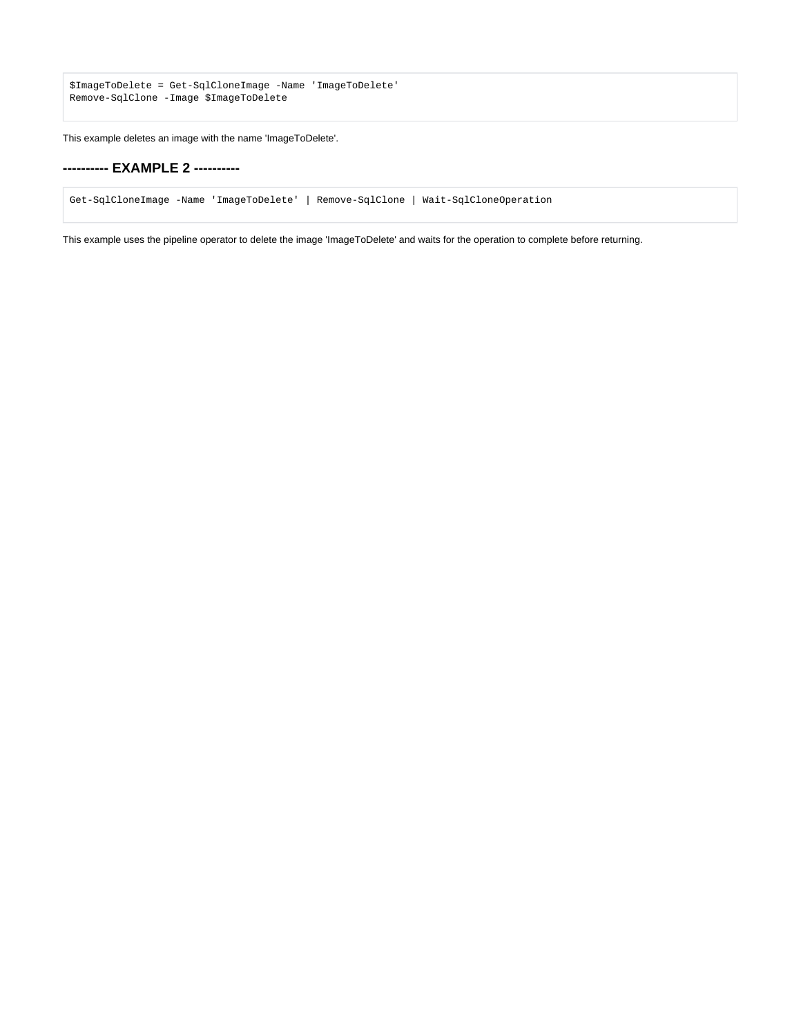```
$ImageToDelete = Get-SqlCloneImage -Name 'ImageToDelete'
Remove-SqlClone -Image $ImageToDelete
```

This example deletes an image with the name 'ImageToDelete'.

### ---------- EXAMPLE 2 ----------

```
Get-SqlCloneImage -Name 'ImageToDelete' | Remove-SqlClone | Wait-SqlCloneOperation
```

This example uses the pipeline operator to delete the image 'ImageToDelete' and waits for the operation to complete before returning.